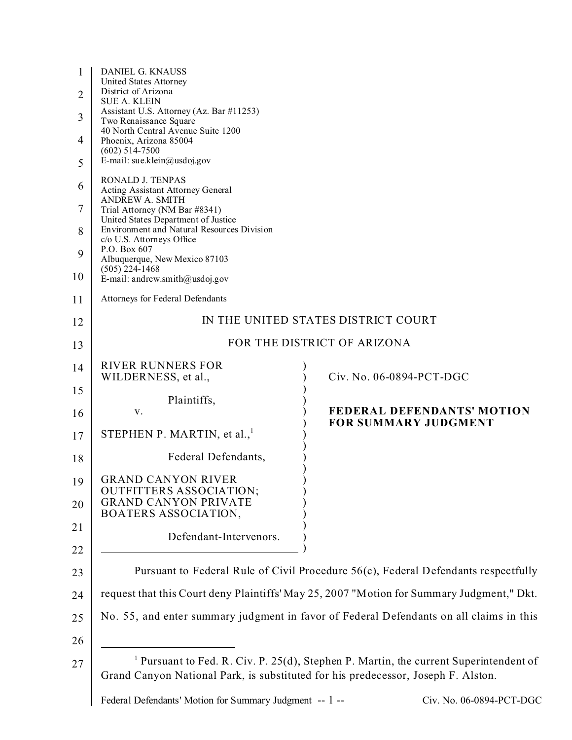DANIEL G. KNAUSS
United States Attorney
District of Arizona
SUE A. KLEIN
Assistant U.S. Attorney (Az. Bar #11253)
Two Renaissance Square
40 North Central Avenue Suite 1200
Phoenix, Arizona 85004
(602) 514-7500
E-mail: sue.klein@usdoj.gov

RONALD J. TENPAS
Acting Assistant Attorney General
ANDREW A. SMITH
Trial Attorney (NM Bar #8341)
United States Department of Justice
Environment and Natural Resources Division
c/o U.S. Attorneys Office
P.O. Box 607
Albuquerque, New Mexico 87103
(505) 224-1468
E-mail: andrew.smith@usdoj.gov

Attorneys for Federal Defendants

IN THE UNITED STATES DISTRICT COURT

FOR THE DISTRICT OF ARIZONA

RIVER RUNNERS FOR WILDERNESS, et al.,

Plaintiffs,

v.

STEPHEN P. MARTIN, et al.,[1]

Federal Defendants,

GRAND CANYON RIVER OUTFITTERS ASSOCIATION; GRAND CANYON PRIVATE BOATERS ASSOCIATION,

Defendant-Intervenors.

Civ. No. 06-0894-PCT-DGC

**FEDERAL DEFENDANTS' MOTION FOR SUMMARY JUDGMENT**

Pursuant to Federal Rule of Civil Procedure 56(c), Federal Defendants respectfully request that this Court deny Plaintiffs' May 25, 2007 "Motion for Summary Judgment," Dkt. No. 55, and enter summary judgment in favor of Federal Defendants on all claims in this

[1] Pursuant to Fed. R. Civ. P. 25(d), Stephen P. Martin, the current Superintendent of Grand Canyon National Park, is substituted for his predecessor, Joseph F. Alston.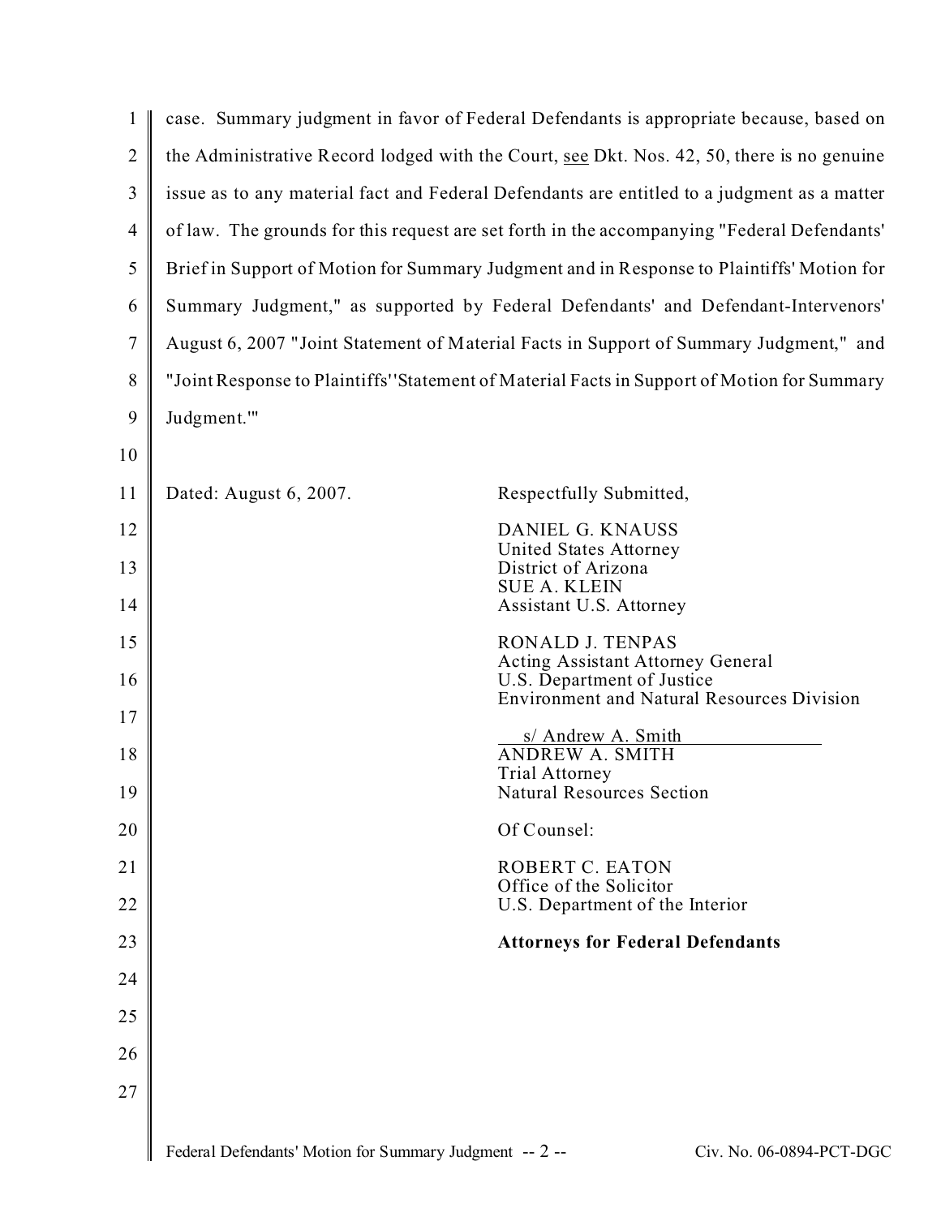case. Summary judgment in favor of Federal Defendants is appropriate because, based on the Administrative Record lodged with the Court, see Dkt. Nos. 42, 50, there is no genuine issue as to any material fact and Federal Defendants are entitled to a judgment as a matter of law. The grounds for this request are set forth in the accompanying "Federal Defendants' Brief in Support of Motion for Summary Judgment and in Response to Plaintiffs' Motion for Summary Judgment," as supported by Federal Defendants' and Defendant-Intervenors' August 6, 2007 "Joint Statement of Material Facts in Support of Summary Judgment," and "Joint Response to Plaintiffs' 'Statement of Material Facts in Support of Motion for Summary Judgment.'"

Dated: August 6, 2007.

Respectfully Submitted,

DANIEL G. KNAUSS
United States Attorney
District of Arizona
SUE A. KLEIN
Assistant U.S. Attorney

RONALD J. TENPAS
Acting Assistant Attorney General
U.S. Department of Justice
Environment and Natural Resources Division

s/ Andrew A. Smith
ANDREW A. SMITH
Trial Attorney
Natural Resources Section

Of Counsel:

ROBERT C. EATON
Office of the Solicitor
U.S. Department of the Interior

**Attorneys for Federal Defendants**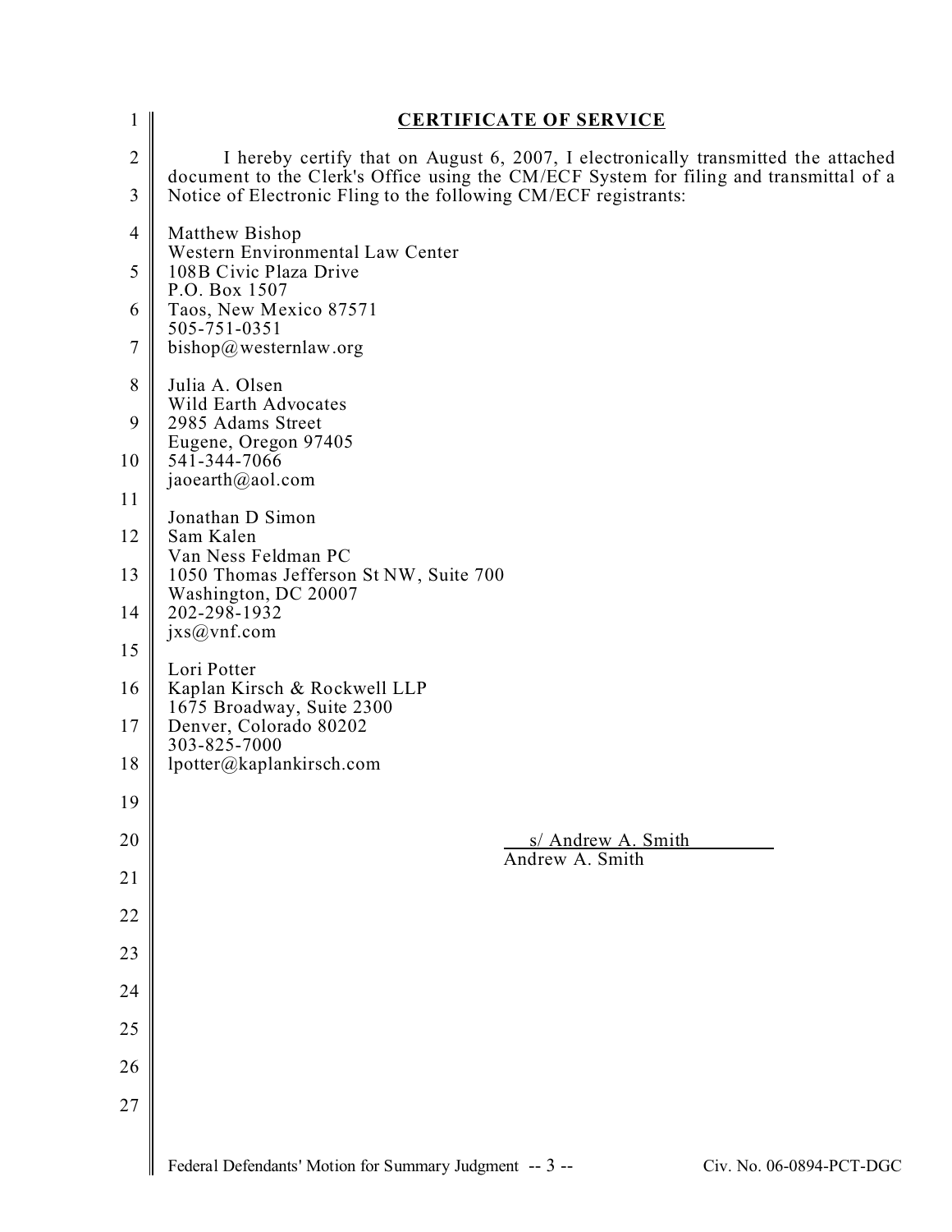**CERTIFICATE OF SERVICE**

I hereby certify that on August 6, 2007, I electronically transmitted the attached document to the Clerk's Office using the CM/ECF System for filing and transmittal of a Notice of Electronic Fling to the following CM/ECF registrants:

Matthew Bishop
Western Environmental Law Center
108B Civic Plaza Drive
P.O. Box 1507
Taos, New Mexico 87571
505-751-0351
bishop@westernlaw.org

Julia A. Olsen
Wild Earth Advocates
2985 Adams Street
Eugene, Oregon 97405
541-344-7066
jaoearth@aol.com

Jonathan D Simon
Sam Kalen
Van Ness Feldman PC
1050 Thomas Jefferson St NW, Suite 700
Washington, DC 20007
202-298-1932
jxs@vnf.com

Lori Potter
Kaplan Kirsch & Rockwell LLP
1675 Broadway, Suite 2300
Denver, Colorado 80202
303-825-7000
lpotter@kaplankirsch.com

s/ Andrew A. Smith
Andrew A. Smith